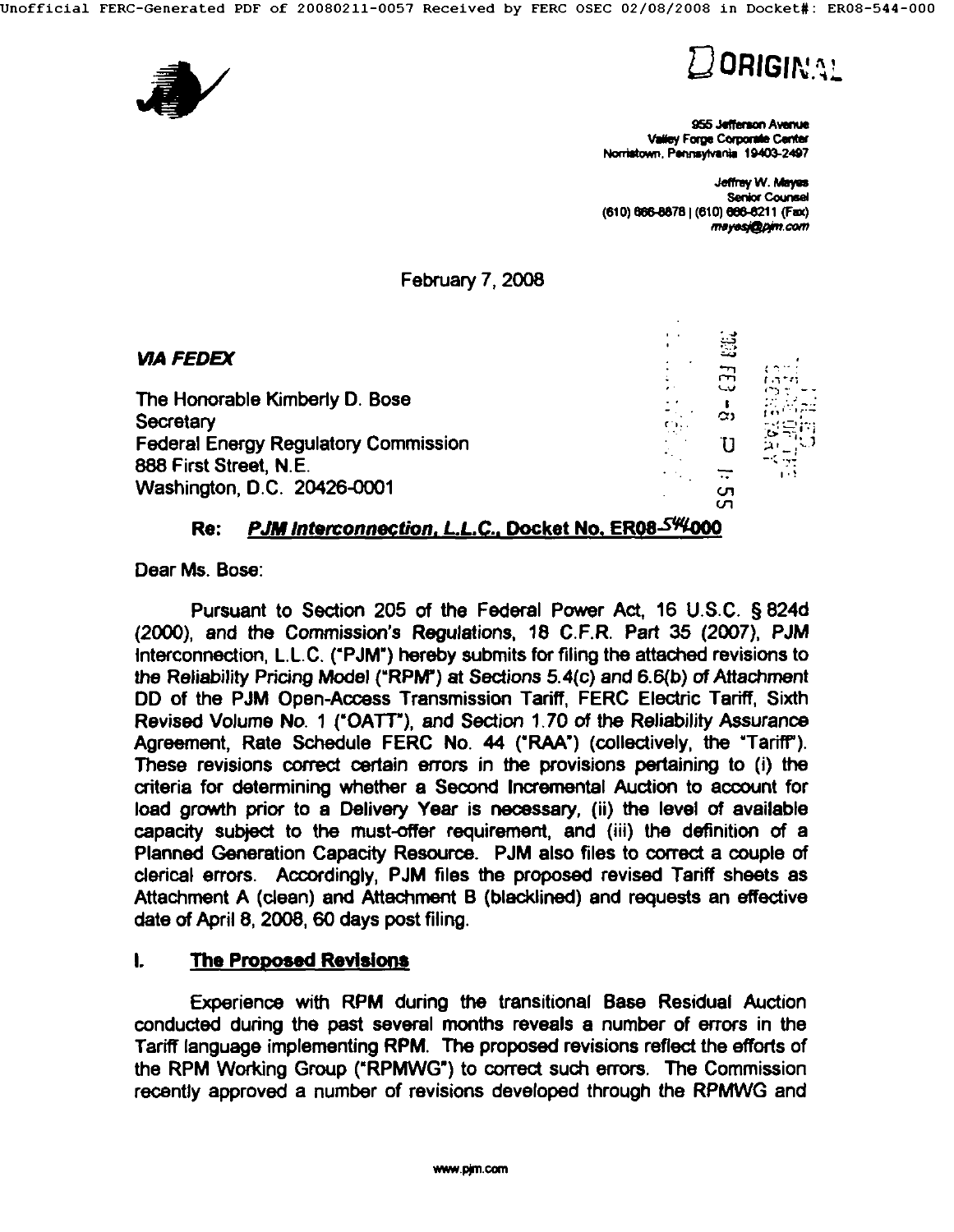ORIGINAL

955 Jefferson Avenue
Valley Forge Corporate Center
Norristown, Pennsylvania 19403-2497

Jeffrey W. Mayes
Senior Counsel
(610) 666-8878 | (610) 666-8211 (Fax)
mayesj@pjm.com

February 7, 2008

***VIA FEDEX***

The Honorable Kimberly D. Bose
Secretary
Federal Energy Regulatory Commission
888 First Street, N.E.
Washington, D.C. 20426-0001

**Re: *PJM Interconnection, L.L.C.*, Docket No. ER08-544-000**

Dear Ms. Bose:

Pursuant to Section 205 of the Federal Power Act, 16 U.S.C. § 824d (2000), and the Commission's Regulations, 18 C.F.R. Part 35 (2007), PJM Interconnection, L.L.C. ("PJM") hereby submits for filing the attached revisions to the Reliability Pricing Model ("RPM") at Sections 5.4(c) and 6.6(b) of Attachment DD of the PJM Open-Access Transmission Tariff, FERC Electric Tariff, Sixth Revised Volume No. 1 ("OATT"), and Section 1.70 of the Reliability Assurance Agreement, Rate Schedule FERC No. 44 ("RAA") (collectively, the "Tariff"). These revisions correct certain errors in the provisions pertaining to (i) the criteria for determining whether a Second Incremental Auction to account for load growth prior to a Delivery Year is necessary, (ii) the level of available capacity subject to the must-offer requirement, and (iii) the definition of a Planned Generation Capacity Resource. PJM also files to correct a couple of clerical errors. Accordingly, PJM files the proposed revised Tariff sheets as Attachment A (clean) and Attachment B (blacklined) and requests an effective date of April 8, 2008, 60 days post filing.

## I. The Proposed Revisions

Experience with RPM during the transitional Base Residual Auction conducted during the past several months reveals a number of errors in the Tariff language implementing RPM. The proposed revisions reflect the efforts of the RPM Working Group ("RPMWG") to correct such errors. The Commission recently approved a number of revisions developed through the RPMWG and

www.pjm.com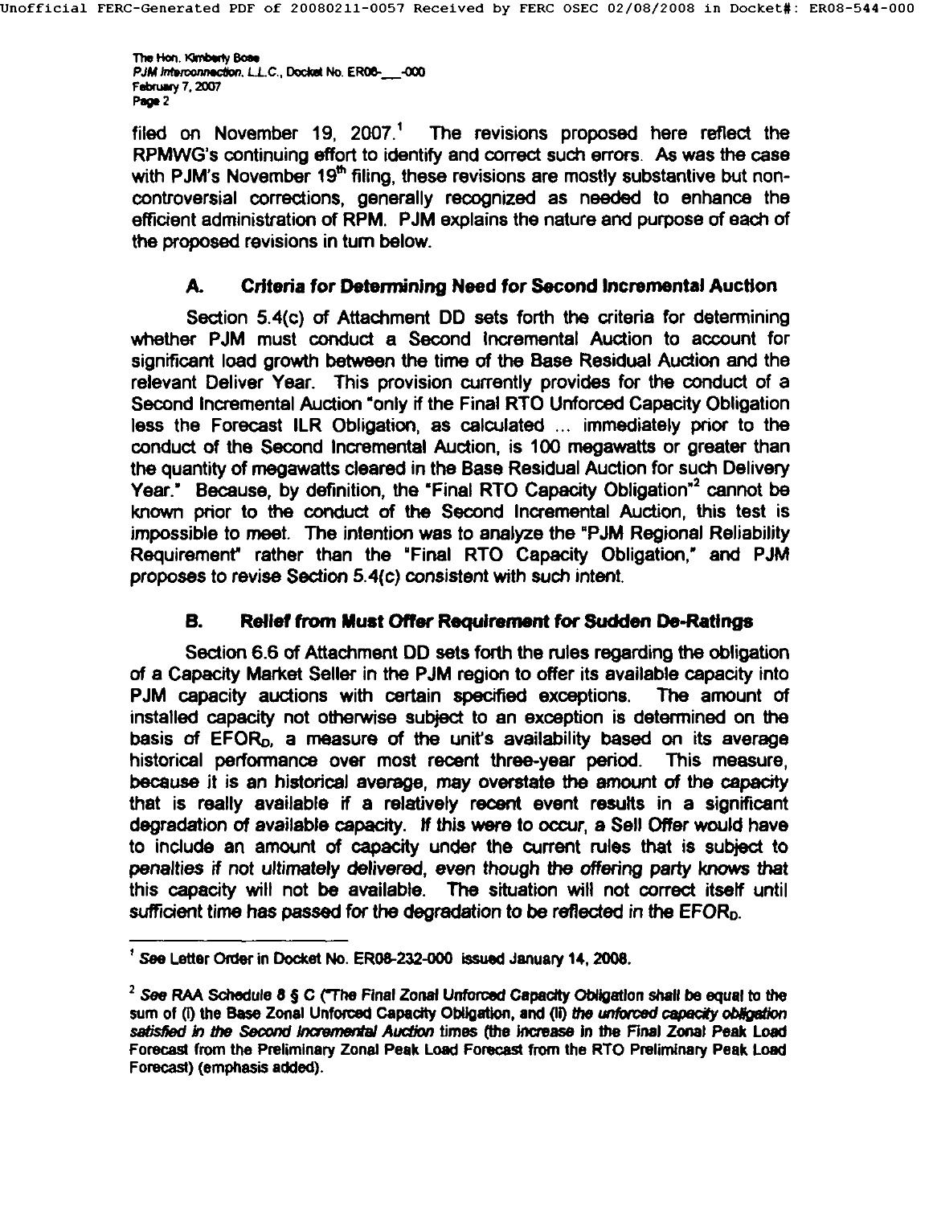filed on November 19, 2007.[1] The revisions proposed here reflect the RPMWG's continuing effort to identify and correct such errors. As was the case with PJM's November 19th filing, these revisions are mostly substantive but non-controversial corrections, generally recognized as needed to enhance the efficient administration of RPM. PJM explains the nature and purpose of each of the proposed revisions in turn below.

### A. Criteria for Determining Need for Second Incremental Auction

Section 5.4(c) of Attachment DD sets forth the criteria for determining whether PJM must conduct a Second Incremental Auction to account for significant load growth between the time of the Base Residual Auction and the relevant Deliver Year. This provision currently provides for the conduct of a Second Incremental Auction "only if the Final RTO Unforced Capacity Obligation less the Forecast ILR Obligation, as calculated ... immediately prior to the conduct of the Second Incremental Auction, is 100 megawatts or greater than the quantity of megawatts cleared in the Base Residual Auction for such Delivery Year." Because, by definition, the "Final RTO Capacity Obligation"[2] cannot be known prior to the conduct of the Second Incremental Auction, this test is impossible to meet. The intention was to analyze the "PJM Regional Reliability Requirement" rather than the "Final RTO Capacity Obligation," and PJM proposes to revise Section 5.4(c) consistent with such intent.

### B. Relief from Must Offer Requirement for Sudden De-Ratings

Section 6.6 of Attachment DD sets forth the rules regarding the obligation of a Capacity Market Seller in the PJM region to offer its available capacity into PJM capacity auctions with certain specified exceptions. The amount of installed capacity not otherwise subject to an exception is determined on the basis of $EFOR_D$, a measure of the unit's availability based on its average historical performance over most recent three-year period. This measure, because it is an historical average, may overstate the amount of the capacity that is really available if a relatively recent event results in a significant degradation of available capacity. If this were to occur, a Sell Offer would have to include an amount of capacity under the current rules that is subject to penalties if not ultimately delivered, even though the offering party knows that this capacity will not be available. The situation will not correct itself until sufficient time has passed for the degradation to be reflected in the $EFOR_D$.

---

[1] *See* Letter Order in Docket No. ER08-232-000 issued January 14, 2008.

[2] *See* RAA Schedule 8 § C ("The Final Zonal Unforced Capacity Obligation shall be equal to the sum of (i) the Base Zonal Unforced Capacity Obligation, and (ii) *the unforced capacity obligation satisfied in the Second Incremental Auction* times (the increase in the Final Zonal Peak Load Forecast from the Preliminary Zonal Peak Load Forecast from the RTO Preliminary Peak Load Forecast) (emphasis added).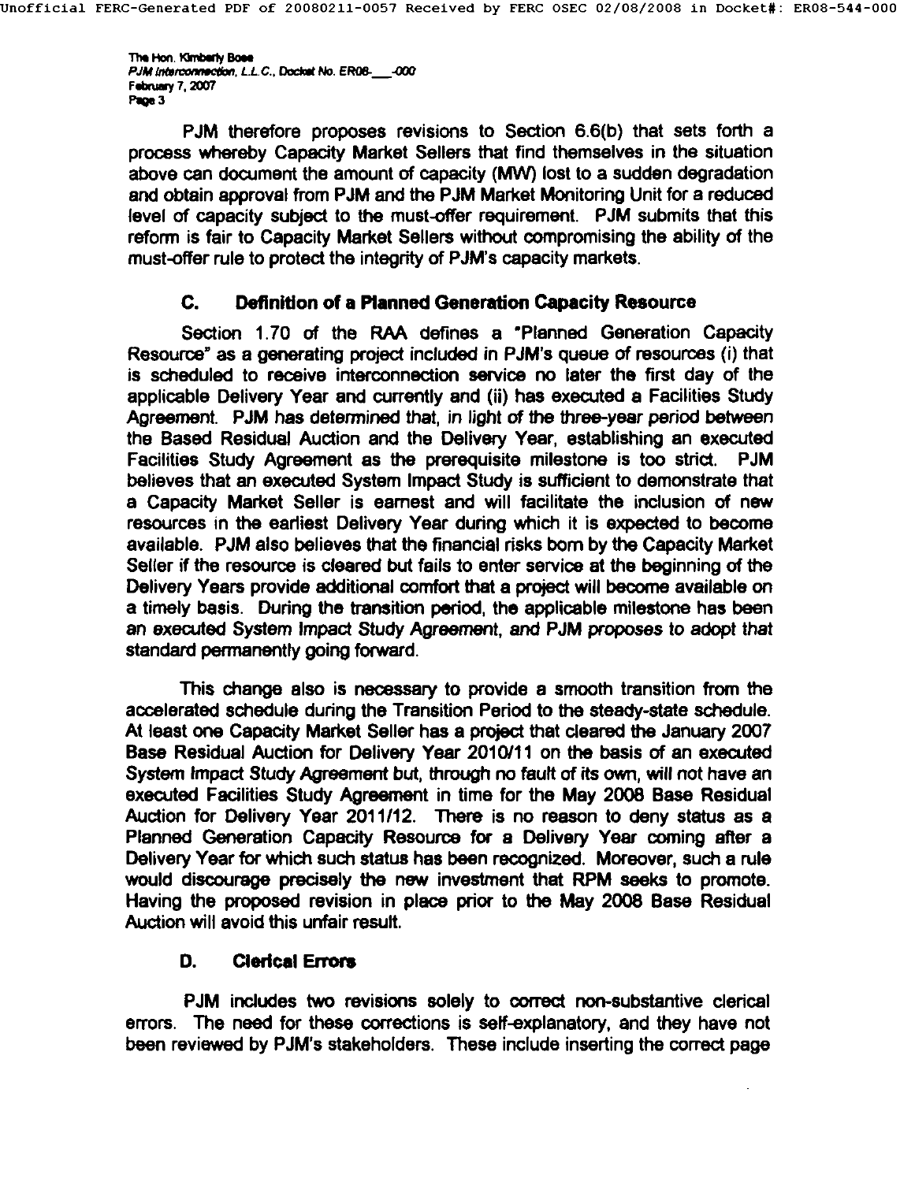PJM therefore proposes revisions to Section 6.6(b) that sets forth a process whereby Capacity Market Sellers that find themselves in the situation above can document the amount of capacity (MW) lost to a sudden degradation and obtain approval from PJM and the PJM Market Monitoring Unit for a reduced level of capacity subject to the must-offer requirement. PJM submits that this reform is fair to Capacity Market Sellers without compromising the ability of the must-offer rule to protect the integrity of PJM's capacity markets.

### C. Definition of a Planned Generation Capacity Resource

Section 1.70 of the RAA defines a "Planned Generation Capacity Resource" as a generating project included in PJM's queue of resources (i) that is scheduled to receive interconnection service no later the first day of the applicable Delivery Year and currently and (ii) has executed a Facilities Study Agreement. PJM has determined that, in light of the three-year period between the Based Residual Auction and the Delivery Year, establishing an executed Facilities Study Agreement as the prerequisite milestone is too strict. PJM believes that an executed System Impact Study is sufficient to demonstrate that a Capacity Market Seller is earnest and will facilitate the inclusion of new resources in the earliest Delivery Year during which it is expected to become available. PJM also believes that the financial risks born by the Capacity Market Seller if the resource is cleared but fails to enter service at the beginning of the Delivery Years provide additional comfort that a project will become available on a timely basis. During the transition period, the applicable milestone has been an executed System Impact Study Agreement, and PJM proposes to adopt that standard permanently going forward.

This change also is necessary to provide a smooth transition from the accelerated schedule during the Transition Period to the steady-state schedule. At least one Capacity Market Seller has a project that cleared the January 2007 Base Residual Auction for Delivery Year 2010/11 on the basis of an executed System Impact Study Agreement but, through no fault of its own, will not have an executed Facilities Study Agreement in time for the May 2008 Base Residual Auction for Delivery Year 2011/12. There is no reason to deny status as a Planned Generation Capacity Resource for a Delivery Year coming after a Delivery Year for which such status has been recognized. Moreover, such a rule would discourage precisely the new investment that RPM seeks to promote. Having the proposed revision in place prior to the May 2008 Base Residual Auction will avoid this unfair result.

### D. Clerical Errors

PJM includes two revisions solely to correct non-substantive clerical errors. The need for these corrections is self-explanatory, and they have not been reviewed by PJM's stakeholders. These include inserting the correct page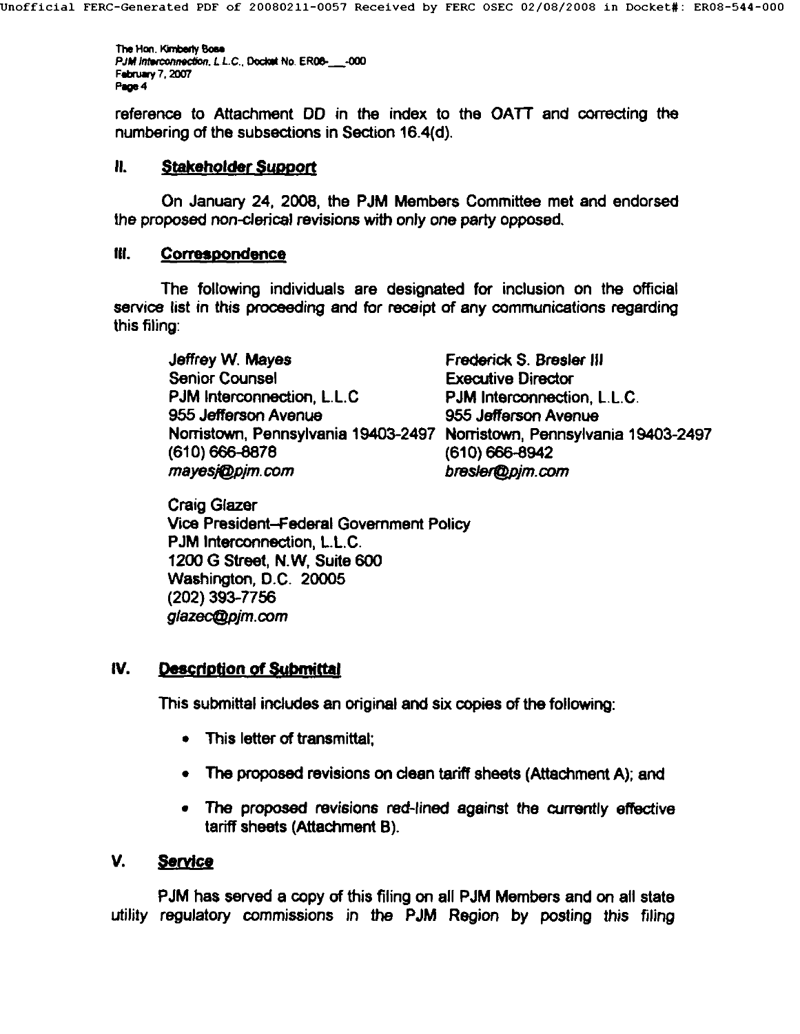reference to Attachment DD in the index to the OATT and correcting the numbering of the subsections in Section 16.4(d).

## II. Stakeholder Support

On January 24, 2008, the PJM Members Committee met and endorsed the proposed non-clerical revisions with only one party opposed.

## III. Correspondence

The following individuals are designated for inclusion on the official service list in this proceeding and for receipt of any communications regarding this filing:

Jeffrey W. Mayes
Senior Counsel
PJM Interconnection, L.L.C
955 Jefferson Avenue
Norristown, Pennsylvania 19403-2497
(610) 666-8878
*mayesj@pjm.com*

Frederick S. Bresler III
Executive Director
PJM Interconnection, L.L.C.
955 Jefferson Avenue
Norristown, Pennsylvania 19403-2497
(610) 666-8942
*bresler@pjm.com*

Craig Glazer
Vice President–Federal Government Policy
PJM Interconnection, L.L.C.
1200 G Street, N.W, Suite 600
Washington, D.C. 20005
(202) 393-7756
*glazec@pjm.com*

## IV. Description of Submittal

This submittal includes an original and six copies of the following:

- This letter of transmittal;
- The proposed revisions on clean tariff sheets (Attachment A); and
- The proposed revisions red-lined against the currently effective tariff sheets (Attachment B).

## V. Service

PJM has served a copy of this filing on all PJM Members and on all state utility regulatory commissions in the PJM Region by posting this filing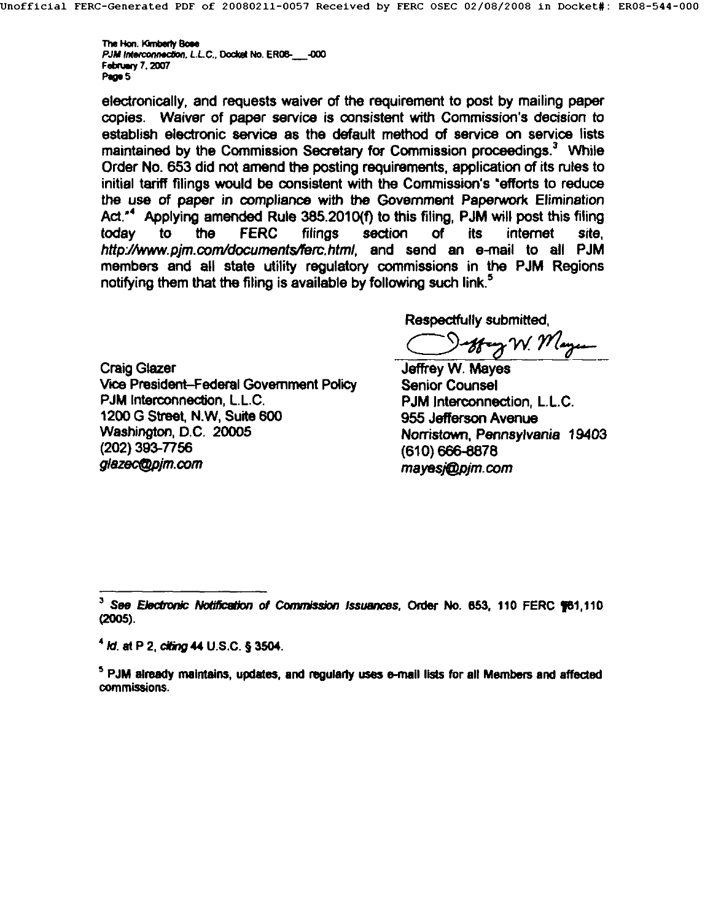electronically, and requests waiver of the requirement to post by mailing paper copies. Waiver of paper service is consistent with Commission's decision to establish electronic service as the default method of service on service lists maintained by the Commission Secretary for Commission proceedings.[3] While Order No. 653 did not amend the posting requirements, application of its rules to initial tariff filings would be consistent with the Commission's "efforts to reduce the use of paper in compliance with the Government Paperwork Elimination Act."[4] Applying amended Rule 385.2010(f) to this filing, PJM will post this filing today to the FERC filings section of its internet site, *http://www.pjm.com/documents/ferc.html*, and send an e-mail to all PJM members and all state utility regulatory commissions in the PJM Regions notifying them that the filing is available by following such link.[5]

Respectfully submitted,

Jeffrey W. Mayes
Senior Counsel
PJM Interconnection, L.L.C.
955 Jefferson Avenue
Norristown, Pennsylvania 19403
(610) 666-8878
*mayesj@pjm.com*

Craig Glazer
Vice President–Federal Government Policy
PJM Interconnection, L.L.C.
1200 G Street, N.W, Suite 600
Washington, D.C. 20005
(202) 393-7756
*glazec@pjm.com*

---

[3] *See Electronic Notification of Commission Issuances*, Order No. 653, 110 FERC ¶61,110 (2005).

[4] *Id.* at P 2, *citing* 44 U.S.C. § 3504.

[5] PJM already maintains, updates, and regularly uses e-mail lists for all Members and affected commissions.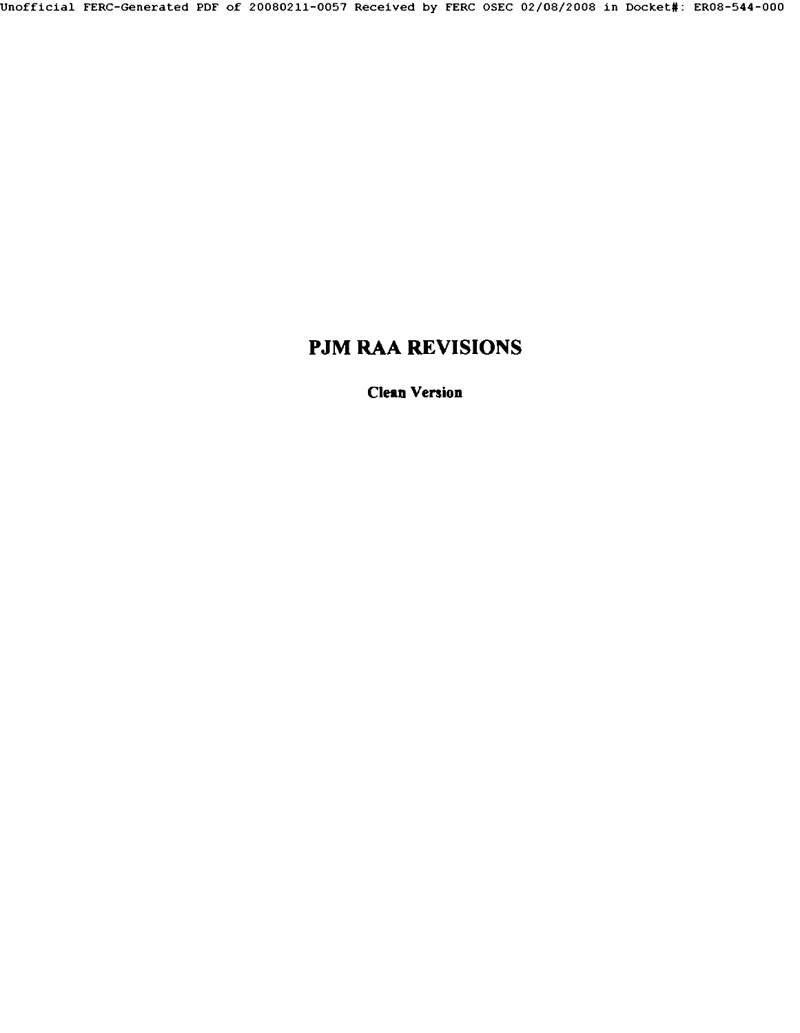# PJM RAA REVISIONS

**Clean Version**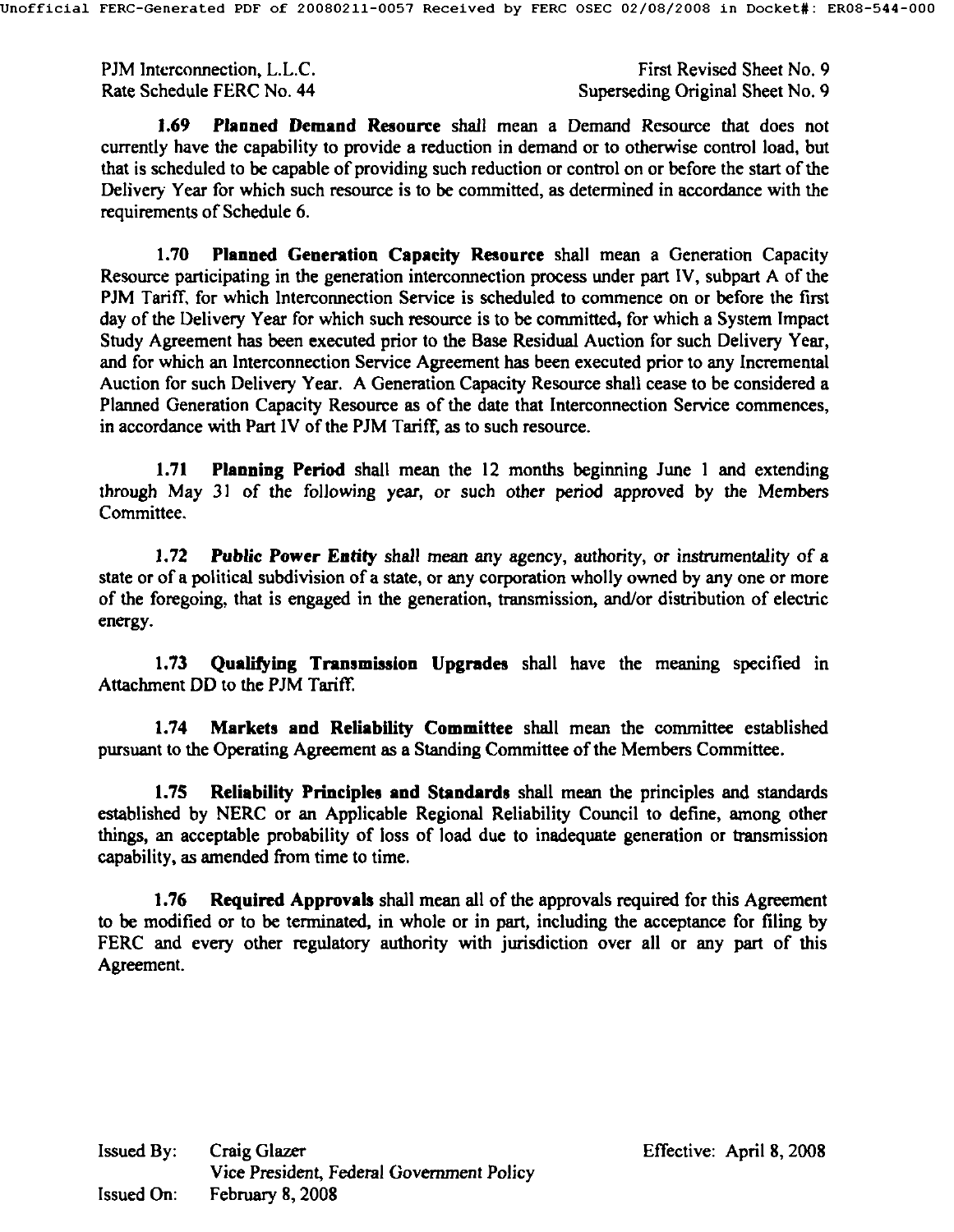**1.69 Planned Demand Resource** shall mean a Demand Resource that does not currently have the capability to provide a reduction in demand or to otherwise control load, but that is scheduled to be capable of providing such reduction or control on or before the start of the Delivery Year for which such resource is to be committed, as determined in accordance with the requirements of Schedule 6.

**1.70 Planned Generation Capacity Resource** shall mean a Generation Capacity Resource participating in the generation interconnection process under part IV, subpart A of the PJM Tariff, for which Interconnection Service is scheduled to commence on or before the first day of the Delivery Year for which such resource is to be committed, for which a System Impact Study Agreement has been executed prior to the Base Residual Auction for such Delivery Year, and for which an Interconnection Service Agreement has been executed prior to any Incremental Auction for such Delivery Year. A Generation Capacity Resource shall cease to be considered a Planned Generation Capacity Resource as of the date that Interconnection Service commences, in accordance with Part IV of the PJM Tariff, as to such resource.

**1.71 Planning Period** shall mean the 12 months beginning June 1 and extending through May 31 of the following year, or such other period approved by the Members Committee.

**1.72 Public Power Entity** shall mean any agency, authority, or instrumentality of a state or of a political subdivision of a state, or any corporation wholly owned by any one or more of the foregoing, that is engaged in the generation, transmission, and/or distribution of electric energy.

**1.73 Qualifying Transmission Upgrades** shall have the meaning specified in Attachment DD to the PJM Tariff.

**1.74 Markets and Reliability Committee** shall mean the committee established pursuant to the Operating Agreement as a Standing Committee of the Members Committee.

**1.75 Reliability Principles and Standards** shall mean the principles and standards established by NERC or an Applicable Regional Reliability Council to define, among other things, an acceptable probability of loss of load due to inadequate generation or transmission capability, as amended from time to time.

**1.76 Required Approvals** shall mean all of the approvals required for this Agreement to be modified or to be terminated, in whole or in part, including the acceptance for filing by FERC and every other regulatory authority with jurisdiction over all or any part of this Agreement.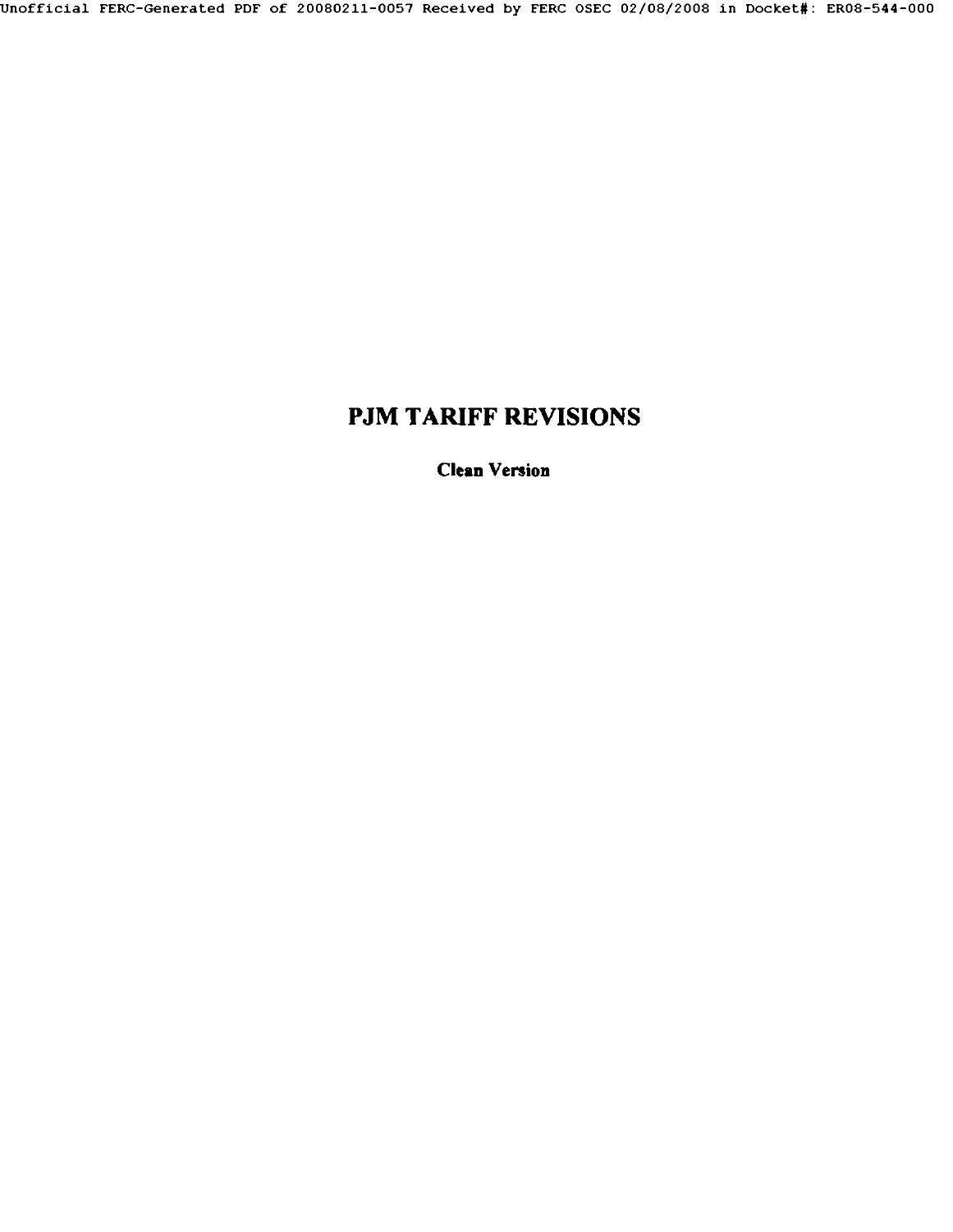# PJM TARIFF REVISIONS

**Clean Version**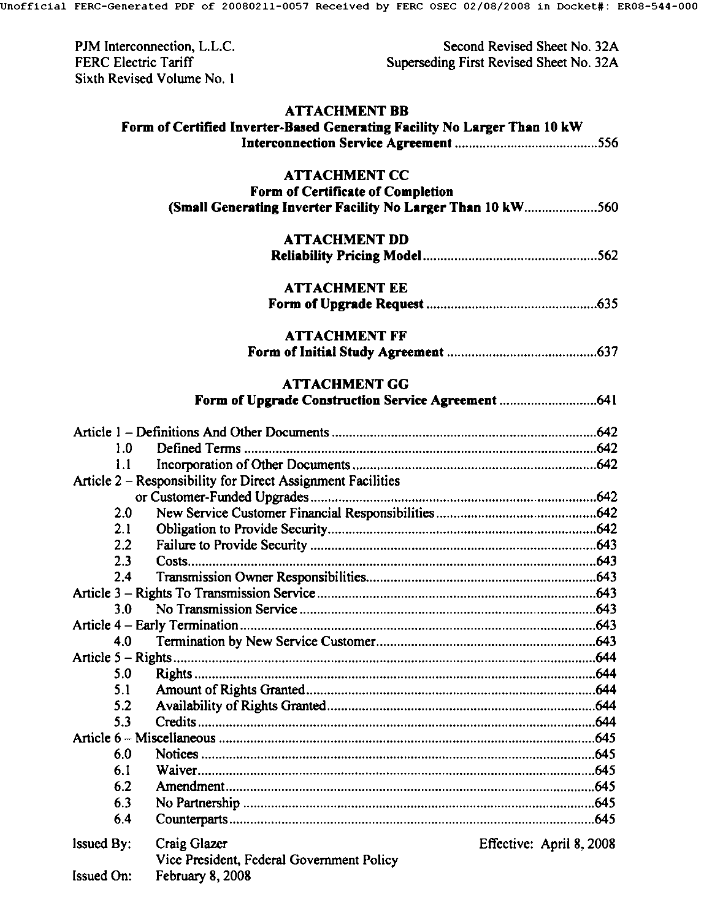PJM Interconnection, L.L.C.
FERC Electric Tariff
Sixth Revised Volume No. 1

Second Revised Sheet No. 32A
Superseding First Revised Sheet No. 32A

**ATTACHMENT BB**
**Form of Certified Inverter-Based Generating Facility No Larger Than 10 kW Interconnection Service Agreement** ........................................556

**ATTACHMENT CC**
**Form of Certificate of Completion (Small Generating Inverter Facility No Larger Than 10 kW** ....................560

**ATTACHMENT DD**
**Reliability Pricing Model** .................................................562

**ATTACHMENT EE**
**Form of Upgrade Request** ................................................635

**ATTACHMENT FF**
**Form of Initial Study Agreement** ...........................................637

**ATTACHMENT GG**
**Form of Upgrade Construction Service Agreement** ............................641

Article 1 – Definitions And Other Documents ...........................................................................642
- 1.0 Defined Terms ....................................................................................................642
- 1.1 Incorporation of Other Documents .....................................................................642

Article 2 – Responsibility for Direct Assignment Facilities or Customer-Funded Upgrades .................................................................................................642
- 2.0 New Service Customer Financial Responsibilities .............................................642
- 2.1 Obligation to Provide Security............................................................................642
- 2.2 Failure to Provide Security .................................................................................643
- 2.3 Costs....................................................................................................................643
- 2.4 Transmission Owner Responsibilities.................................................................643

Article 3 – Rights To Transmission Service ...............................................................................643
- 3.0 No Transmission Service ....................................................................................643

Article 4 – Early Termination.....................................................................................................643
- 4.0 Termination by New Service Customer..............................................................643

Article 5 – Rights ........................................................................................................................644
- 5.0 Rights ..................................................................................................................644
- 5.1 Amount of Rights Granted..................................................................................644
- 5.2 Availability of Rights Granted............................................................................644
- 5.3 Credits .................................................................................................................644

Article 6 – Miscellaneous ...........................................................................................................645
- 6.0 Notices ................................................................................................................645
- 6.1 Waiver.................................................................................................................645
- 6.2 Amendment.........................................................................................................645
- 6.3 No Partnership ....................................................................................................645
- 6.4 Counterparts........................................................................................................645

Issued By: Craig Glazer
Vice President, Federal Government Policy
Issued On: February 8, 2008

Effective: April 8, 2008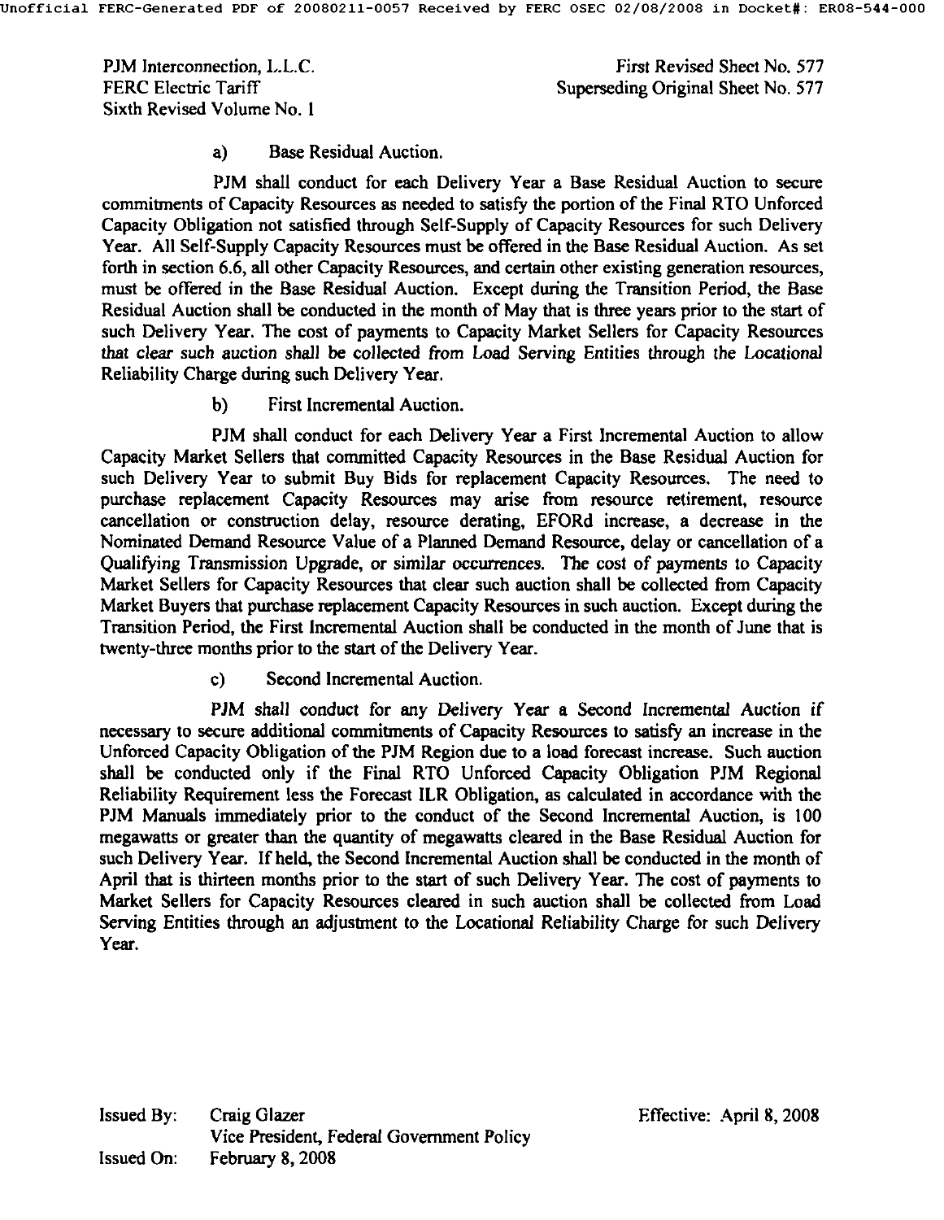a) Base Residual Auction.

PJM shall conduct for each Delivery Year a Base Residual Auction to secure commitments of Capacity Resources as needed to satisfy the portion of the Final RTO Unforced Capacity Obligation not satisfied through Self-Supply of Capacity Resources for such Delivery Year. All Self-Supply Capacity Resources must be offered in the Base Residual Auction. As set forth in section 6.6, all other Capacity Resources, and certain other existing generation resources, must be offered in the Base Residual Auction. Except during the Transition Period, the Base Residual Auction shall be conducted in the month of May that is three years prior to the start of such Delivery Year. The cost of payments to Capacity Market Sellers for Capacity Resources that clear such auction shall be collected from Load Serving Entities through the Locational Reliability Charge during such Delivery Year.

b) First Incremental Auction.

PJM shall conduct for each Delivery Year a First Incremental Auction to allow Capacity Market Sellers that committed Capacity Resources in the Base Residual Auction for such Delivery Year to submit Buy Bids for replacement Capacity Resources. The need to purchase replacement Capacity Resources may arise from resource retirement, resource cancellation or construction delay, resource derating, EFORd increase, a decrease in the Nominated Demand Resource Value of a Planned Demand Resource, delay or cancellation of a Qualifying Transmission Upgrade, or similar occurrences. The cost of payments to Capacity Market Sellers for Capacity Resources that clear such auction shall be collected from Capacity Market Buyers that purchase replacement Capacity Resources in such auction. Except during the Transition Period, the First Incremental Auction shall be conducted in the month of June that is twenty-three months prior to the start of the Delivery Year.

c) Second Incremental Auction.

PJM shall conduct for any Delivery Year a Second Incremental Auction if necessary to secure additional commitments of Capacity Resources to satisfy an increase in the Unforced Capacity Obligation of the PJM Region due to a load forecast increase. Such auction shall be conducted only if the Final RTO Unforced Capacity Obligation PJM Regional Reliability Requirement less the Forecast ILR Obligation, as calculated in accordance with the PJM Manuals immediately prior to the conduct of the Second Incremental Auction, is 100 megawatts or greater than the quantity of megawatts cleared in the Base Residual Auction for such Delivery Year. If held, the Second Incremental Auction shall be conducted in the month of April that is thirteen months prior to the start of such Delivery Year. The cost of payments to Market Sellers for Capacity Resources cleared in such auction shall be collected from Load Serving Entities through an adjustment to the Locational Reliability Charge for such Delivery Year.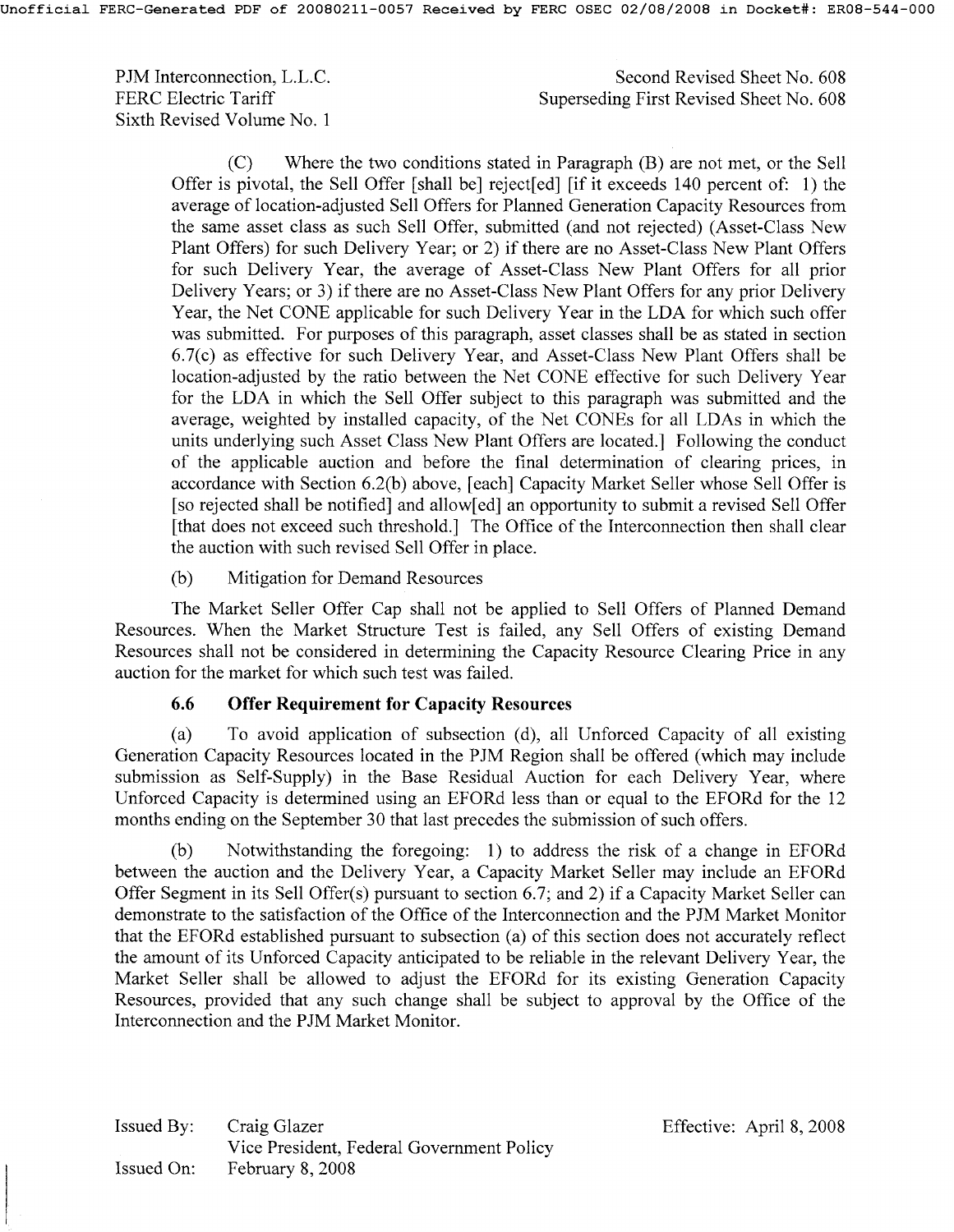(C) Where the two conditions stated in Paragraph (B) are not met, or the Sell Offer is pivotal, the Sell Offer [shall be] reject[ed] [if it exceeds 140 percent of: 1) the average of location-adjusted Sell Offers for Planned Generation Capacity Resources from the same asset class as such Sell Offer, submitted (and not rejected) (Asset-Class New Plant Offers) for such Delivery Year; or 2) if there are no Asset-Class New Plant Offers for such Delivery Year, the average of Asset-Class New Plant Offers for all prior Delivery Years; or 3) if there are no Asset-Class New Plant Offers for any prior Delivery Year, the Net CONE applicable for such Delivery Year in the LDA for which such offer was submitted. For purposes of this paragraph, asset classes shall be as stated in section 6.7(c) as effective for such Delivery Year, and Asset-Class New Plant Offers shall be location-adjusted by the ratio between the Net CONE effective for such Delivery Year for the LDA in which the Sell Offer subject to this paragraph was submitted and the average, weighted by installed capacity, of the Net CONEs for all LDAs in which the units underlying such Asset Class New Plant Offers are located.] Following the conduct of the applicable auction and before the final determination of clearing prices, in accordance with Section 6.2(b) above, [each] Capacity Market Seller whose Sell Offer is [so rejected shall be notified] and allow[ed] an opportunity to submit a revised Sell Offer [that does not exceed such threshold.] The Office of the Interconnection then shall clear the auction with such revised Sell Offer in place.

(b) Mitigation for Demand Resources

The Market Seller Offer Cap shall not be applied to Sell Offers of Planned Demand Resources. When the Market Structure Test is failed, any Sell Offers of existing Demand Resources shall not be considered in determining the Capacity Resource Clearing Price in any auction for the market for which such test was failed.

### 6.6 Offer Requirement for Capacity Resources

(a) To avoid application of subsection (d), all Unforced Capacity of all existing Generation Capacity Resources located in the PJM Region shall be offered (which may include submission as Self-Supply) in the Base Residual Auction for each Delivery Year, where Unforced Capacity is determined using an EFORd less than or equal to the EFORd for the 12 months ending on the September 30 that last precedes the submission of such offers.

(b) Notwithstanding the foregoing: 1) to address the risk of a change in EFORd between the auction and the Delivery Year, a Capacity Market Seller may include an EFORd Offer Segment in its Sell Offer(s) pursuant to section 6.7; and 2) if a Capacity Market Seller can demonstrate to the satisfaction of the Office of the Interconnection and the PJM Market Monitor that the EFORd established pursuant to subsection (a) of this section does not accurately reflect the amount of its Unforced Capacity anticipated to be reliable in the relevant Delivery Year, the Market Seller shall be allowed to adjust the EFORd for its existing Generation Capacity Resources, provided that any such change shall be subject to approval by the Office of the Interconnection and the PJM Market Monitor.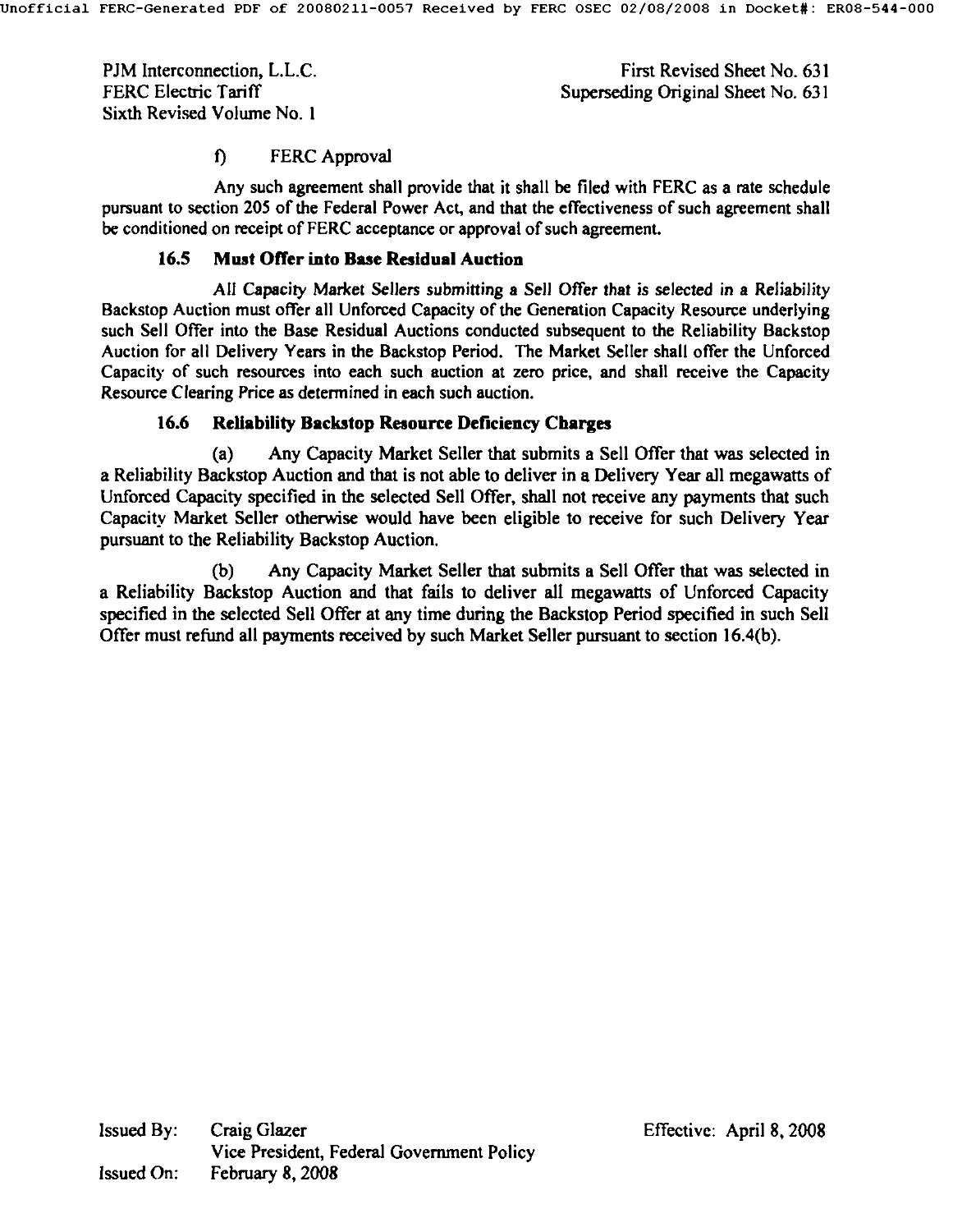f) FERC Approval

Any such agreement shall provide that it shall be filed with FERC as a rate schedule pursuant to section 205 of the Federal Power Act, and that the effectiveness of such agreement shall be conditioned on receipt of FERC acceptance or approval of such agreement.

### 16.5 Must Offer into Base Residual Auction

All Capacity Market Sellers submitting a Sell Offer that is selected in a Reliability Backstop Auction must offer all Unforced Capacity of the Generation Capacity Resource underlying such Sell Offer into the Base Residual Auctions conducted subsequent to the Reliability Backstop Auction for all Delivery Years in the Backstop Period. The Market Seller shall offer the Unforced Capacity of such resources into each such auction at zero price, and shall receive the Capacity Resource Clearing Price as determined in each such auction.

### 16.6 Reliability Backstop Resource Deficiency Charges

(a) Any Capacity Market Seller that submits a Sell Offer that was selected in a Reliability Backstop Auction and that is not able to deliver in a Delivery Year all megawatts of Unforced Capacity specified in the selected Sell Offer, shall not receive any payments that such Capacity Market Seller otherwise would have been eligible to receive for such Delivery Year pursuant to the Reliability Backstop Auction.

(b) Any Capacity Market Seller that submits a Sell Offer that was selected in a Reliability Backstop Auction and that fails to deliver all megawatts of Unforced Capacity specified in the selected Sell Offer at any time during the Backstop Period specified in such Sell Offer must refund all payments received by such Market Seller pursuant to section 16.4(b).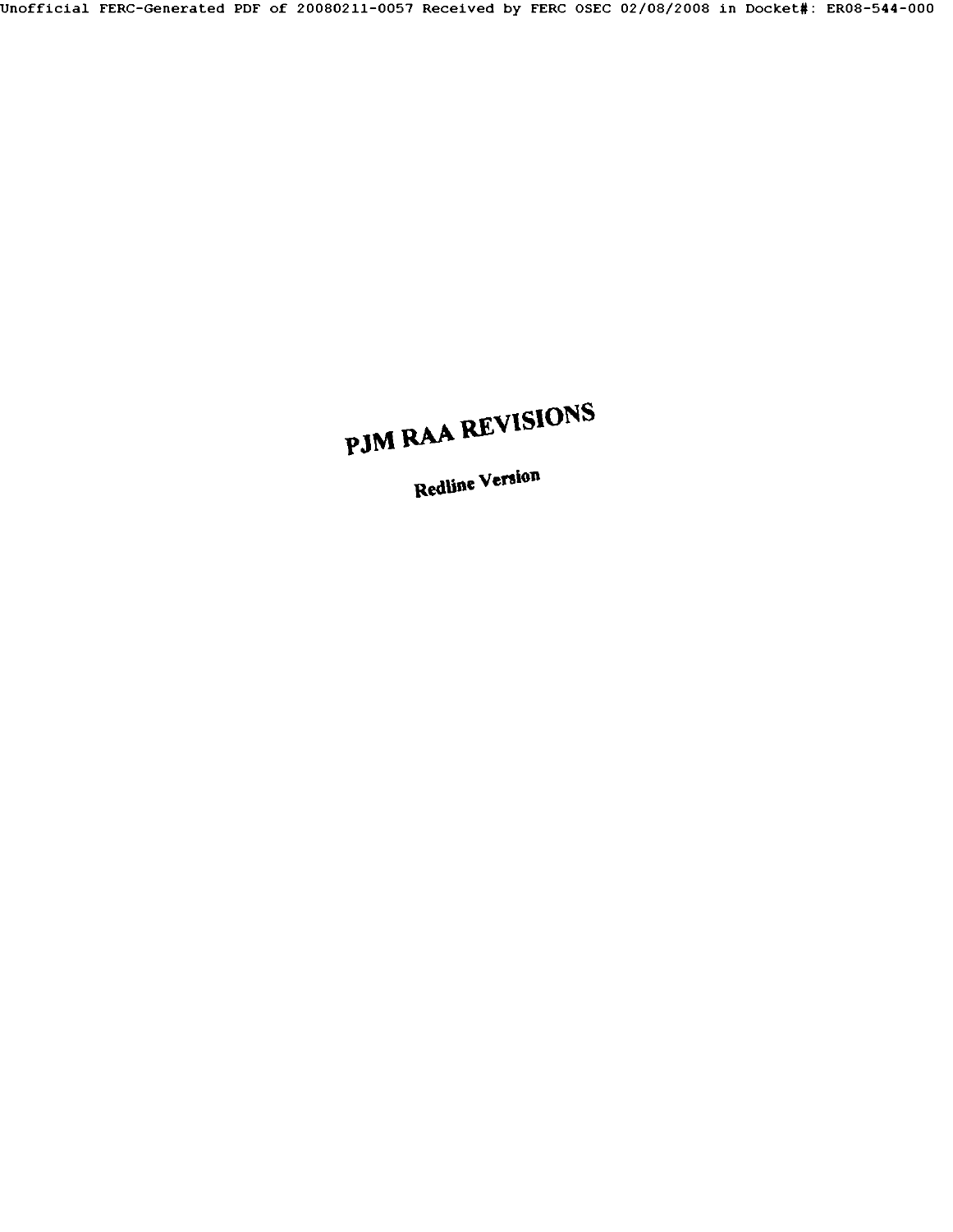# PJM RAA REVISIONS

**Redline Version**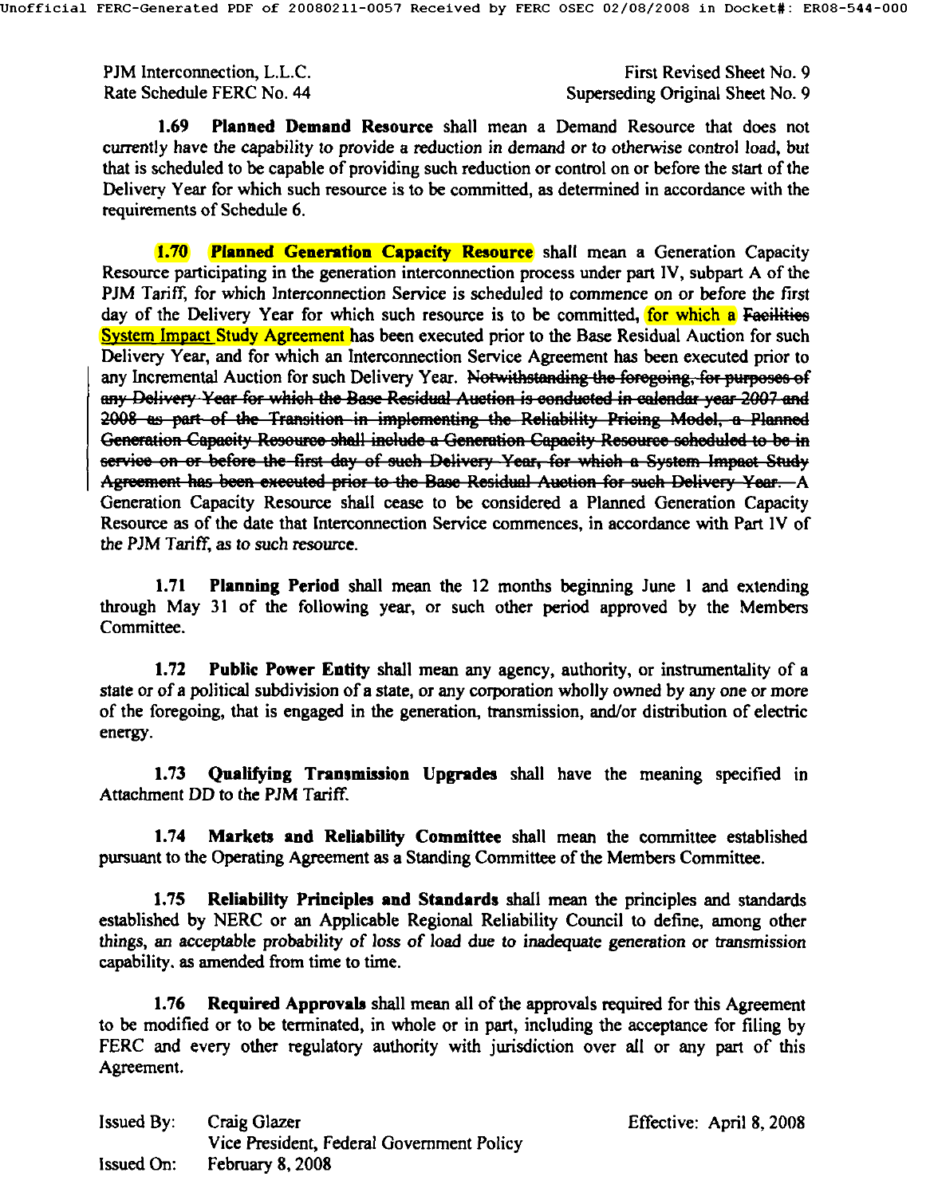**1.69 Planned Demand Resource** shall mean a Demand Resource that does not currently have the capability to provide a reduction in demand or to otherwise control load, but that is scheduled to be capable of providing such reduction or control on or before the start of the Delivery Year for which such resource is to be committed, as determined in accordance with the requirements of Schedule 6.

**1.70 Planned Generation Capacity Resource** shall mean a Generation Capacity Resource participating in the generation interconnection process under part IV, subpart A of the PJM Tariff, for which Interconnection Service is scheduled to commence on or before the first day of the Delivery Year for which such resource is to be committed, for which a ~~Facilities~~ System Impact Study Agreement has been executed prior to the Base Residual Auction for such Delivery Year, and for which an Interconnection Service Agreement has been executed prior to any Incremental Auction for such Delivery Year. ~~Notwithstanding the foregoing, for purposes of any Delivery Year for which the Base Residual Auction is conducted in calendar year 2007 and 2008 as part of the Transition in implementing the Reliability Pricing Model, a Planned Generation Capacity Resource shall include a Generation Capacity Resource scheduled to be in service on or before the first day of such Delivery Year, for which a System Impact Study Agreement has been executed prior to the Base Residual Auction for such Delivery Year.~~ A Generation Capacity Resource shall cease to be considered a Planned Generation Capacity Resource as of the date that Interconnection Service commences, in accordance with Part IV of the PJM Tariff, as to such resource.

**1.71 Planning Period** shall mean the 12 months beginning June 1 and extending through May 31 of the following year, or such other period approved by the Members Committee.

**1.72 Public Power Entity** shall mean any agency, authority, or instrumentality of a state or of a political subdivision of a state, or any corporation wholly owned by any one or more of the foregoing, that is engaged in the generation, transmission, and/or distribution of electric energy.

**1.73 Qualifying Transmission Upgrades** shall have the meaning specified in Attachment DD to the PJM Tariff.

**1.74 Markets and Reliability Committee** shall mean the committee established pursuant to the Operating Agreement as a Standing Committee of the Members Committee.

**1.75 Reliability Principles and Standards** shall mean the principles and standards established by NERC or an Applicable Regional Reliability Council to define, among other things, an acceptable probability of loss of load due to inadequate generation or transmission capability. as amended from time to time.

**1.76 Required Approvals** shall mean all of the approvals required for this Agreement to be modified or to be terminated, in whole or in part, including the acceptance for filing by FERC and every other regulatory authority with jurisdiction over all or any part of this Agreement.

Issued By: Craig Glazer, Vice President, Federal Government Policy
Issued On: February 8, 2008
Effective: April 8, 2008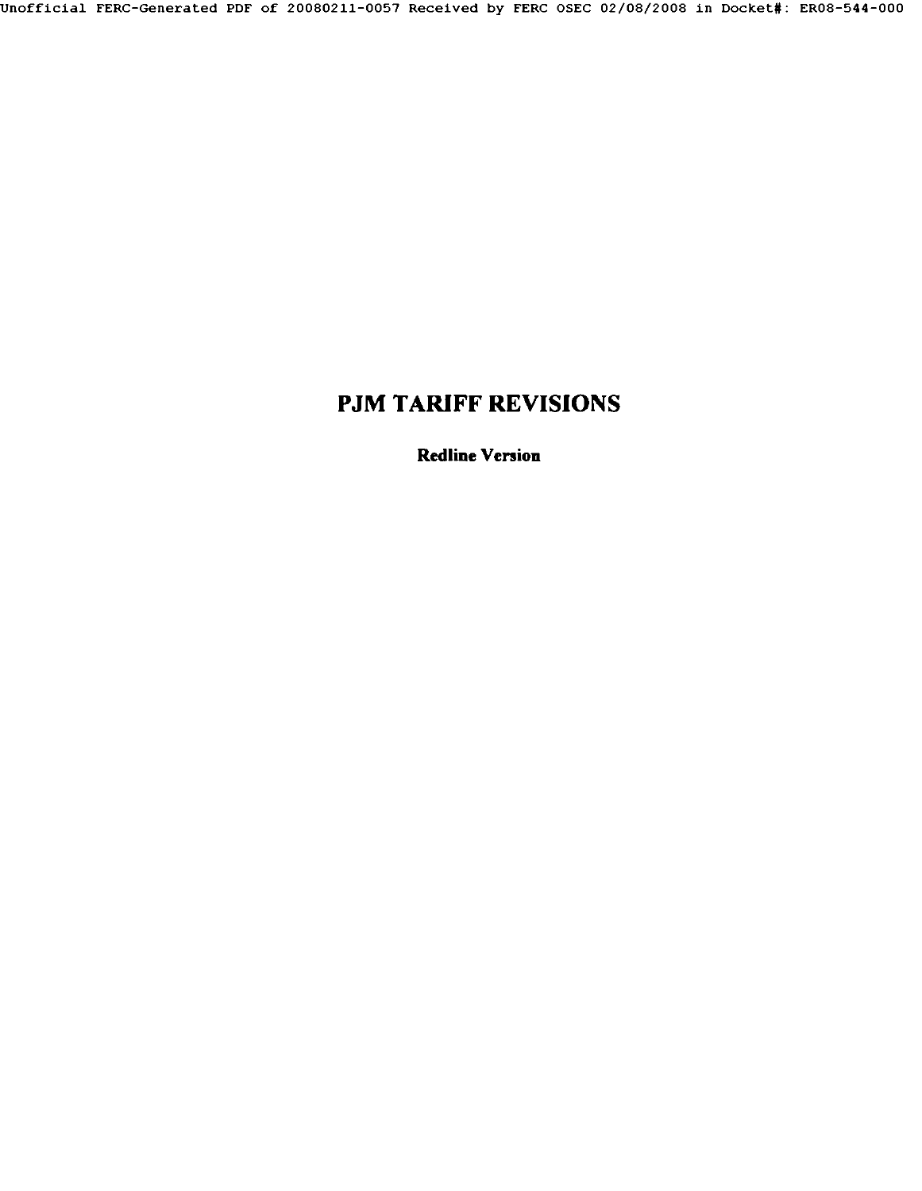# PJM TARIFF REVISIONS

**Redline Version**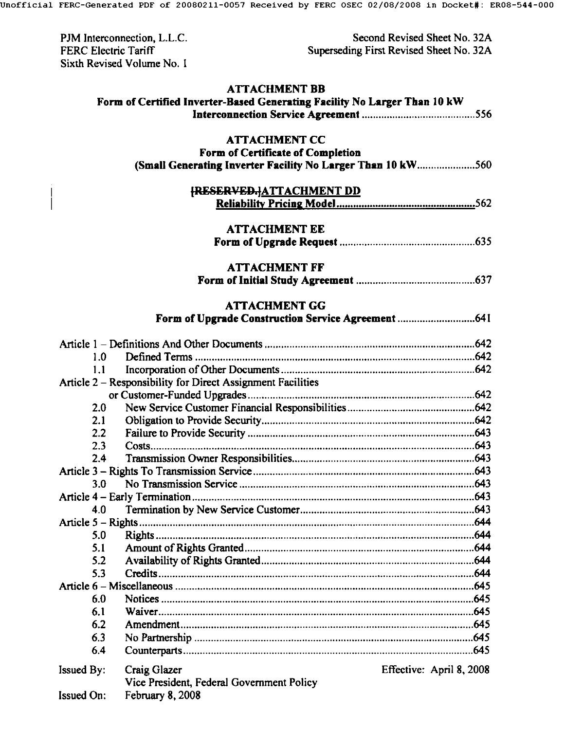PJM Interconnection, L.L.C.
FERC Electric Tariff
Sixth Revised Volume No. 1

Second Revised Sheet No. 32A
Superseding First Revised Sheet No. 32A

**ATTACHMENT BB**
**Form of Certified Inverter-Based Generating Facility No Larger Than 10 kW Interconnection Service Agreement** ........................................556

**ATTACHMENT CC**
**Form of Certificate of Completion**
**(Small Generating Inverter Facility No Larger Than 10 kW** ....................560

**~~[RESERVED.]~~ATTACHMENT DD**
**Reliability Pricing Model** ..................................................562

**ATTACHMENT EE**
**Form of Upgrade Request** .................................................635

**ATTACHMENT FF**
**Form of Initial Study Agreement** ...........................................637

**ATTACHMENT GG**
**Form of Upgrade Construction Service Agreement** ............................641

Article 1 – Definitions And Other Documents ..........................................................................642
- 1.0 Defined Terms ..................................................................................................642
- 1.1 Incorporation of Other Documents ...................................................................642

Article 2 – Responsibility for Direct Assignment Facilities or Customer-Funded Upgrades ...................................................................................642
- 2.0 New Service Customer Financial Responsibilities .............................................642
- 2.1 Obligation to Provide Security ...........................................................................642
- 2.2 Failure to Provide Security ................................................................................643
- 2.3 Costs ...................................................................................................................643
- 2.4 Transmission Owner Responsibilities ................................................................643

Article 3 – Rights To Transmission Service .............................................................................643
- 3.0 No Transmission Service ...................................................................................643

Article 4 – Early Termination ...................................................................................................643
- 4.0 Termination by New Service Customer .............................................................643

Article 5 – Rights .......................................................................................................................644
- 5.0 Rights .................................................................................................................644
- 5.1 Amount of Rights Granted .................................................................................644
- 5.2 Availability of Rights Granted ...........................................................................644
- 5.3 Credits ................................................................................................................644

Article 6 – Miscellaneous ..........................................................................................................645
- 6.0 Notices ...............................................................................................................645
- 6.1 Waiver ................................................................................................................645
- 6.2 Amendment ........................................................................................................645
- 6.3 No Partnership ...................................................................................................645
- 6.4 Counterparts .......................................................................................................645

Issued By: Craig Glazer
Vice President, Federal Government Policy
Effective: April 8, 2008
Issued On: February 8, 2008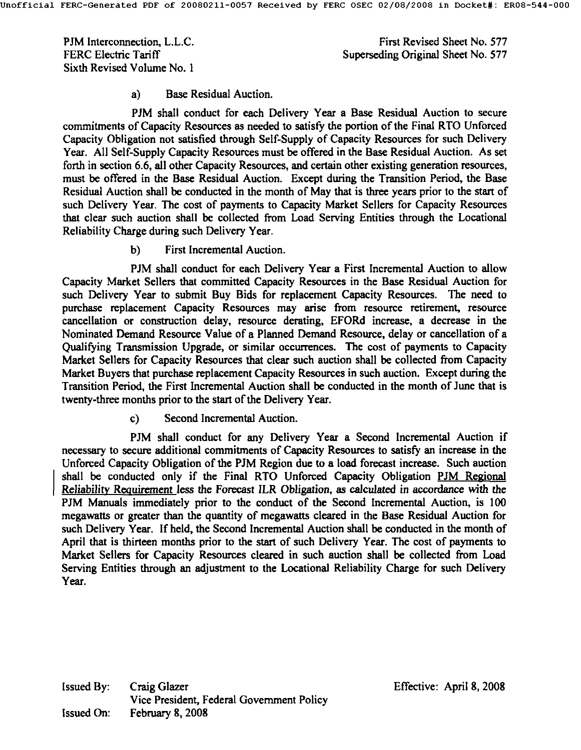PJM Interconnection, L.L.C.
FERC Electric Tariff
Sixth Revised Volume No. 1

First Revised Sheet No. 577
Superseding Original Sheet No. 577

a) Base Residual Auction.

PJM shall conduct for each Delivery Year a Base Residual Auction to secure commitments of Capacity Resources as needed to satisfy the portion of the Final RTO Unforced Capacity Obligation not satisfied through Self-Supply of Capacity Resources for such Delivery Year. All Self-Supply Capacity Resources must be offered in the Base Residual Auction. As set forth in section 6.6, all other Capacity Resources, and certain other existing generation resources, must be offered in the Base Residual Auction. Except during the Transition Period, the Base Residual Auction shall be conducted in the month of May that is three years prior to the start of such Delivery Year. The cost of payments to Capacity Market Sellers for Capacity Resources that clear such auction shall be collected from Load Serving Entities through the Locational Reliability Charge during such Delivery Year.

b) First Incremental Auction.

PJM shall conduct for each Delivery Year a First Incremental Auction to allow Capacity Market Sellers that committed Capacity Resources in the Base Residual Auction for such Delivery Year to submit Buy Bids for replacement Capacity Resources. The need to purchase replacement Capacity Resources may arise from resource retirement, resource cancellation or construction delay, resource derating, EFORd increase, a decrease in the Nominated Demand Resource Value of a Planned Demand Resource, delay or cancellation of a Qualifying Transmission Upgrade, or similar occurrences. The cost of payments to Capacity Market Sellers for Capacity Resources that clear such auction shall be collected from Capacity Market Buyers that purchase replacement Capacity Resources in such auction. Except during the Transition Period, the First Incremental Auction shall be conducted in the month of June that is twenty-three months prior to the start of the Delivery Year.

c) Second Incremental Auction.

PJM shall conduct for any Delivery Year a Second Incremental Auction if necessary to secure additional commitments of Capacity Resources to satisfy an increase in the Unforced Capacity Obligation of the PJM Region due to a load forecast increase. Such auction shall be conducted only if the Final RTO Unforced Capacity Obligation PJM Regional Reliability Requirement less the Forecast ILR Obligation, as calculated in accordance with the PJM Manuals immediately prior to the conduct of the Second Incremental Auction, is 100 megawatts or greater than the quantity of megawatts cleared in the Base Residual Auction for such Delivery Year. If held, the Second Incremental Auction shall be conducted in the month of April that is thirteen months prior to the start of such Delivery Year. The cost of payments to Market Sellers for Capacity Resources cleared in such auction shall be collected from Load Serving Entities through an adjustment to the Locational Reliability Charge for such Delivery Year.

Issued By: Craig Glazer
Vice President, Federal Government Policy
Issued On: February 8, 2008

Effective: April 8, 2008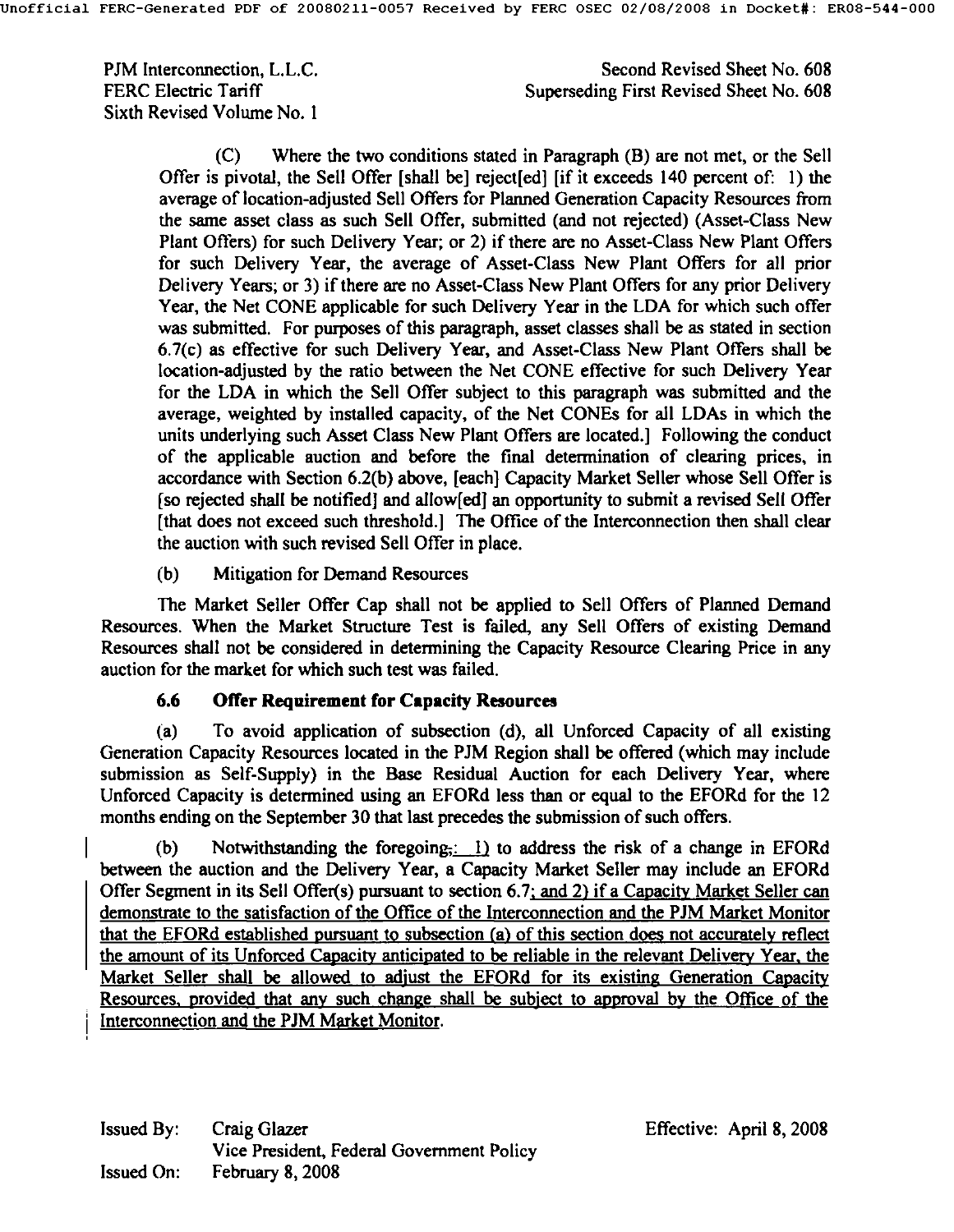(C) Where the two conditions stated in Paragraph (B) are not met, or the Sell Offer is pivotal, the Sell Offer [shall be] reject[ed] [if it exceeds 140 percent of: 1) the average of location-adjusted Sell Offers for Planned Generation Capacity Resources from the same asset class as such Sell Offer, submitted (and not rejected) (Asset-Class New Plant Offers) for such Delivery Year; or 2) if there are no Asset-Class New Plant Offers for such Delivery Year, the average of Asset-Class New Plant Offers for all prior Delivery Years; or 3) if there are no Asset-Class New Plant Offers for any prior Delivery Year, the Net CONE applicable for such Delivery Year in the LDA for which such offer was submitted. For purposes of this paragraph, asset classes shall be as stated in section 6.7(c) as effective for such Delivery Year, and Asset-Class New Plant Offers shall be location-adjusted by the ratio between the Net CONE effective for such Delivery Year for the LDA in which the Sell Offer subject to this paragraph was submitted and the average, weighted by installed capacity, of the Net CONEs for all LDAs in which the units underlying such Asset Class New Plant Offers are located.] Following the conduct of the applicable auction and before the final determination of clearing prices, in accordance with Section 6.2(b) above, [each] Capacity Market Seller whose Sell Offer is [so rejected shall be notified] and allow[ed] an opportunity to submit a revised Sell Offer [that does not exceed such threshold.] The Office of the Interconnection then shall clear the auction with such revised Sell Offer in place.

(b) Mitigation for Demand Resources

The Market Seller Offer Cap shall not be applied to Sell Offers of Planned Demand Resources. When the Market Structure Test is failed, any Sell Offers of existing Demand Resources shall not be considered in determining the Capacity Resource Clearing Price in any auction for the market for which such test was failed.

### 6.6 Offer Requirement for Capacity Resources

(a) To avoid application of subsection (d), all Unforced Capacity of all existing Generation Capacity Resources located in the PJM Region shall be offered (which may include submission as Self-Supply) in the Base Residual Auction for each Delivery Year, where Unforced Capacity is determined using an EFORd less than or equal to the EFORd for the 12 months ending on the September 30 that last precedes the submission of such offers.

(b) Notwithstanding the foregoing,: 1) to address the risk of a change in EFORd between the auction and the Delivery Year, a Capacity Market Seller may include an EFORd Offer Segment in its Sell Offer(s) pursuant to section 6.7; and 2) if a Capacity Market Seller can demonstrate to the satisfaction of the Office of the Interconnection and the PJM Market Monitor that the EFORd established pursuant to subsection (a) of this section does not accurately reflect the amount of its Unforced Capacity anticipated to be reliable in the relevant Delivery Year, the Market Seller shall be allowed to adjust the EFORd for its existing Generation Capacity Resources, provided that any such change shall be subject to approval by the Office of the Interconnection and the PJM Market Monitor.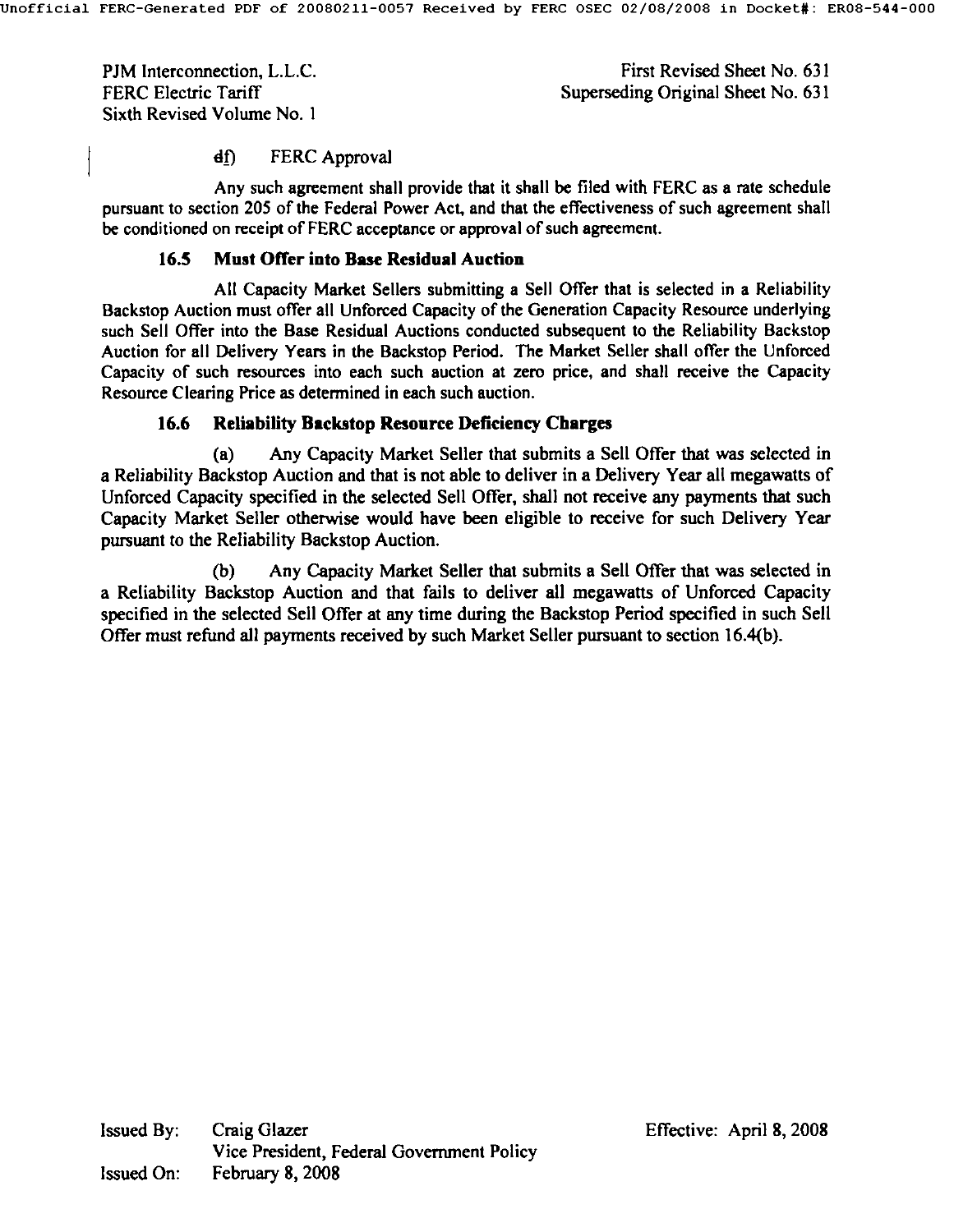d~~f~~) FERC Approval

Any such agreement shall provide that it shall be filed with FERC as a rate schedule pursuant to section 205 of the Federal Power Act, and that the effectiveness of such agreement shall be conditioned on receipt of FERC acceptance or approval of such agreement.

### 16.5 Must Offer into Base Residual Auction

All Capacity Market Sellers submitting a Sell Offer that is selected in a Reliability Backstop Auction must offer all Unforced Capacity of the Generation Capacity Resource underlying such Sell Offer into the Base Residual Auctions conducted subsequent to the Reliability Backstop Auction for all Delivery Years in the Backstop Period. The Market Seller shall offer the Unforced Capacity of such resources into each such auction at zero price, and shall receive the Capacity Resource Clearing Price as determined in each such auction.

### 16.6 Reliability Backstop Resource Deficiency Charges

(a) Any Capacity Market Seller that submits a Sell Offer that was selected in a Reliability Backstop Auction and that is not able to deliver in a Delivery Year all megawatts of Unforced Capacity specified in the selected Sell Offer, shall not receive any payments that such Capacity Market Seller otherwise would have been eligible to receive for such Delivery Year pursuant to the Reliability Backstop Auction.

(b) Any Capacity Market Seller that submits a Sell Offer that was selected in a Reliability Backstop Auction and that fails to deliver all megawatts of Unforced Capacity specified in the selected Sell Offer at any time during the Backstop Period specified in such Sell Offer must refund all payments received by such Market Seller pursuant to section 16.4(b).